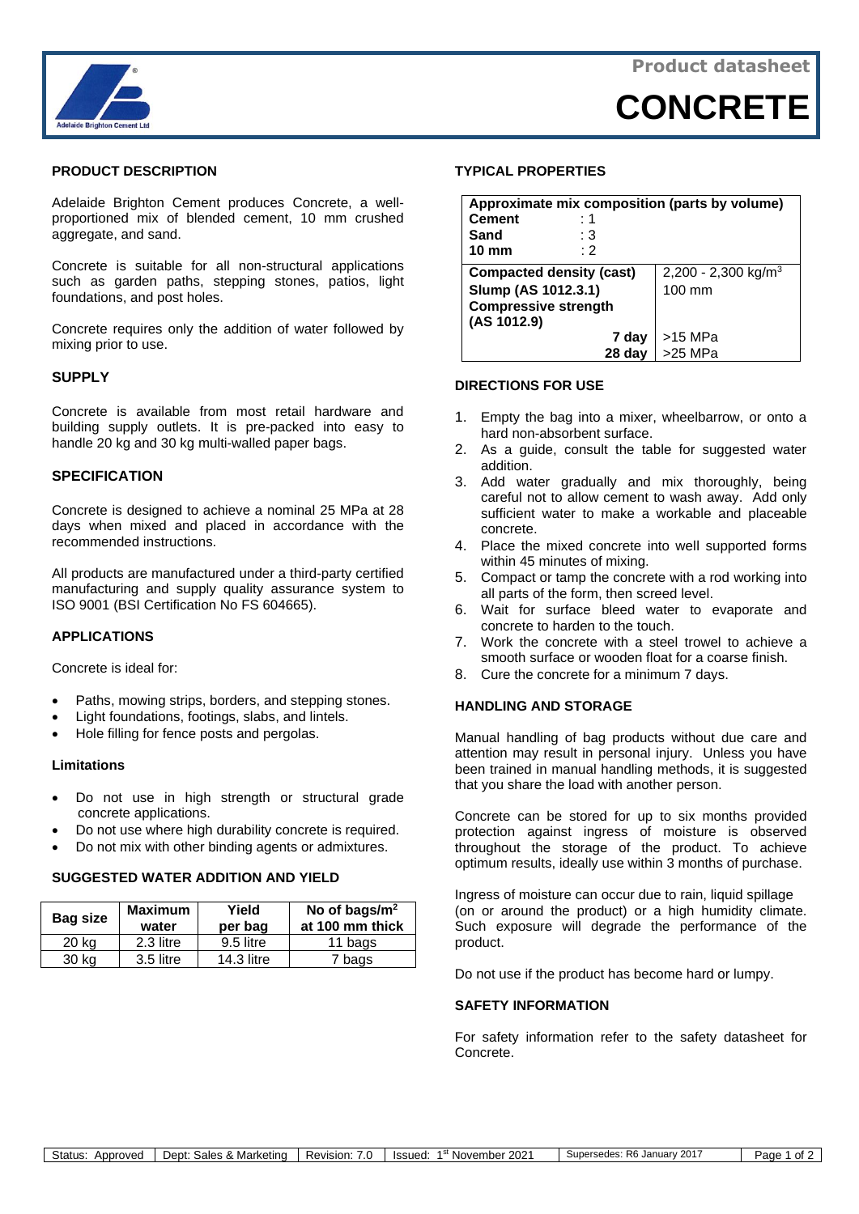Product datasheet

# CONCRETE

## PRODUCT DESCRIPTION

Adelaide Brighton Cement produces Concrete, a well-proportioned mix of blended cement, 10 mm crushed aggregate, and sand.

Concrete is suitable for all non-structural applications such as garden paths, stepping stones, patios, light foundations, and post holes.

Concrete requires only the addition of water followed by mixing prior to use.

## SUPPLY

Concrete is available from most retail hardware and building supply outlets. It is pre-packed into easy to handle 20 kg and 30 kg multi-walled paper bags.

## SPECIFICATION

Concrete is designed to achieve a nominal 25 MPa at 28 days when mixed and placed in accordance with the recommended instructions.

All products are manufactured under a third-party certified manufacturing and supply quality assurance system to ISO 9001 (BSI Certification No FS 604665).

## APPLICATIONS

Concrete is ideal for:

- Paths, mowing strips, borders, and stepping stones.
- Light foundations, footings, slabs, and lintels.
- Hole filling for fence posts and pergolas.

### Limitations

- Do not use in high strength or structural grade concrete applications.
- Do not use where high durability concrete is required.
- Do not mix with other binding agents or admixtures.

## SUGGESTED WATER ADDITION AND YIELD

| Bag size | Maximum water | Yield per bag | No of bags/m$^2$ at 100 mm thick |
|---|---|---|---|
| 20 kg | 2.3 litre | 9.5 litre | 11 bags |
| 30 kg | 3.5 litre | 14.3 litre | 7 bags |

## TYPICAL PROPERTIES

| **Approximate mix composition (parts by volume)** | |
|---|---|
| **Cement** : 1 | |
| **Sand** : 3 | |
| **10 mm** : 2 | |
| **Compacted density (cast)** | 2,200 - 2,300 kg/m$^3$ |
| **Slump (AS 1012.3.1)** | 100 mm |
| **Compressive strength (AS 1012.9)** | |
| **7 day** | >15 MPa |
| **28 day** | >25 MPa |

## DIRECTIONS FOR USE

1. Empty the bag into a mixer, wheelbarrow, or onto a hard non-absorbent surface.
2. As a guide, consult the table for suggested water addition.
3. Add water gradually and mix thoroughly, being careful not to allow cement to wash away. Add only sufficient water to make a workable and placeable concrete.
4. Place the mixed concrete into well supported forms within 45 minutes of mixing.
5. Compact or tamp the concrete with a rod working into all parts of the form, then screed level.
6. Wait for surface bleed water to evaporate and concrete to harden to the touch.
7. Work the concrete with a steel trowel to achieve a smooth surface or wooden float for a coarse finish.
8. Cure the concrete for a minimum 7 days.

## HANDLING AND STORAGE

Manual handling of bag products without due care and attention may result in personal injury. Unless you have been trained in manual handling methods, it is suggested that you share the load with another person.

Concrete can be stored for up to six months provided protection against ingress of moisture is observed throughout the storage of the product. To achieve optimum results, ideally use within 3 months of purchase.

Ingress of moisture can occur due to rain, liquid spillage (on or around the product) or a high humidity climate. Such exposure will degrade the performance of the product.

Do not use if the product has become hard or lumpy.

## SAFETY INFORMATION

For safety information refer to the safety datasheet for Concrete.

| Status: Approved | Dept: Sales & Marketing | Revision: 7.0 | Issued: 1st November 2021 | Supersedes: R6 January 2017 |
|---|---|---|---|---|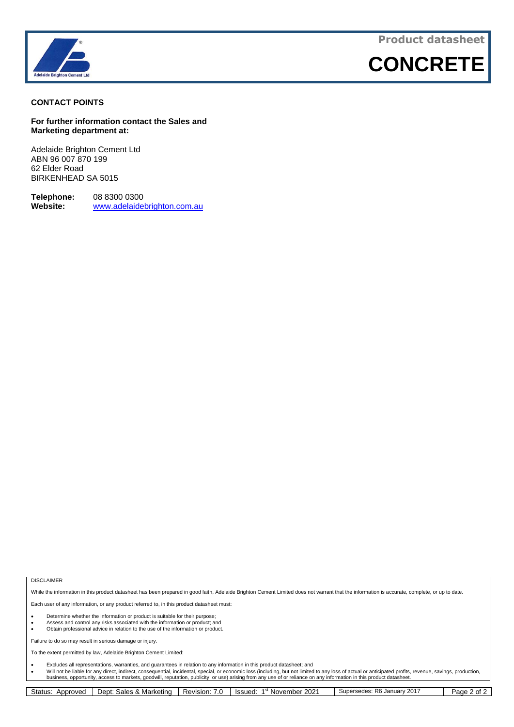**Product datasheet**

# CONCRETE

## CONTACT POINTS

**For further information contact the Sales and Marketing department at:**

Adelaide Brighton Cement Ltd
ABN 96 007 870 199
62 Elder Road
BIRKENHEAD SA 5015

**Telephone:** 08 8300 0300
**Website:** www.adelaidebrighton.com.au

DISCLAIMER

While the information in this product datasheet has been prepared in good faith, Adelaide Brighton Cement Limited does not warrant that the information is accurate, complete, or up to date.

Each user of any information, or any product referred to, in this product datasheet must:

- Determine whether the information or product is suitable for their purpose;
- Assess and control any risks associated with the information or product; and
- Obtain professional advice in relation to the use of the information or product.

Failure to do so may result in serious damage or injury.

To the extent permitted by law, Adelaide Brighton Cement Limited:

- Excludes all representations, warranties, and guarantees in relation to any information in this product datasheet; and
- Will not be liable for any direct, indirect, consequential, incidental, special, or economic loss (including, but not limited to any loss of actual or anticipated profits, revenue, savings, production, business, opportunity, access to markets, goodwill, reputation, publicity, or use) arising from any use of or reliance on any information in this product datasheet.

| Status: Approved | Dept: Sales & Marketing | Revision: 7.0 | Issued: 1st November 2021 | Supersedes: R6 January 2017 |
|---|---|---|---|---|